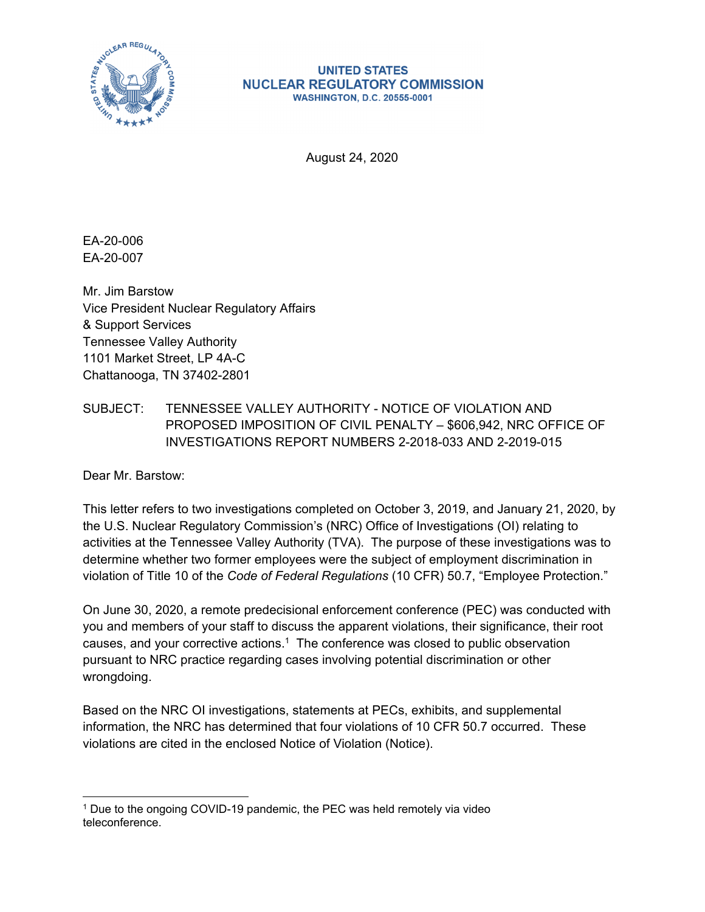UNITED STATES
NUCLEAR REGULATORY COMMISSION
WASHINGTON, D.C. 20555-0001

August 24, 2020

EA-20-006
EA-20-007

Mr. Jim Barstow
Vice President Nuclear Regulatory Affairs
& Support Services
Tennessee Valley Authority
1101 Market Street, LP 4A-C
Chattanooga, TN 37402-2801

SUBJECT: TENNESSEE VALLEY AUTHORITY - NOTICE OF VIOLATION AND PROPOSED IMPOSITION OF CIVIL PENALTY – $606,942, NRC OFFICE OF INVESTIGATIONS REPORT NUMBERS 2-2018-033 AND 2-2019-015

Dear Mr. Barstow:

This letter refers to two investigations completed on October 3, 2019, and January 21, 2020, by the U.S. Nuclear Regulatory Commission's (NRC) Office of Investigations (OI) relating to activities at the Tennessee Valley Authority (TVA). The purpose of these investigations was to determine whether two former employees were the subject of employment discrimination in violation of Title 10 of the *Code of Federal Regulations* (10 CFR) 50.7, "Employee Protection."

On June 30, 2020, a remote predecisional enforcement conference (PEC) was conducted with you and members of your staff to discuss the apparent violations, their significance, their root causes, and your corrective actions.[1] The conference was closed to public observation pursuant to NRC practice regarding cases involving potential discrimination or other wrongdoing.

Based on the NRC OI investigations, statements at PECs, exhibits, and supplemental information, the NRC has determined that four violations of 10 CFR 50.7 occurred. These violations are cited in the enclosed Notice of Violation (Notice).

---

[1] Due to the ongoing COVID-19 pandemic, the PEC was held remotely via video teleconference.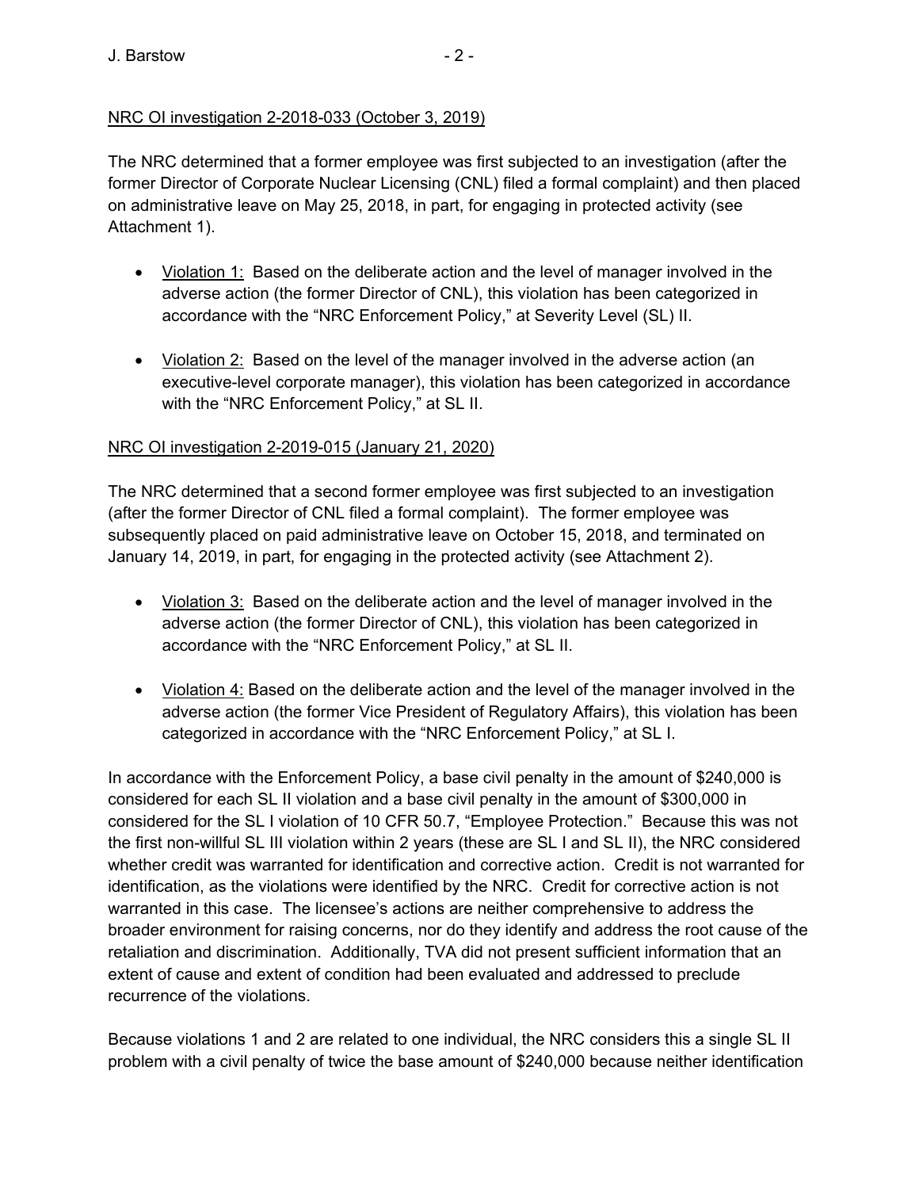NRC OI investigation 2-2018-033 (October 3, 2019)

The NRC determined that a former employee was first subjected to an investigation (after the former Director of Corporate Nuclear Licensing (CNL) filed a formal complaint) and then placed on administrative leave on May 25, 2018, in part, for engaging in protected activity (see Attachment 1).

- Violation 1: Based on the deliberate action and the level of manager involved in the adverse action (the former Director of CNL), this violation has been categorized in accordance with the "NRC Enforcement Policy," at Severity Level (SL) II.
- Violation 2: Based on the level of the manager involved in the adverse action (an executive-level corporate manager), this violation has been categorized in accordance with the "NRC Enforcement Policy," at SL II.

NRC OI investigation 2-2019-015 (January 21, 2020)

The NRC determined that a second former employee was first subjected to an investigation (after the former Director of CNL filed a formal complaint). The former employee was subsequently placed on paid administrative leave on October 15, 2018, and terminated on January 14, 2019, in part, for engaging in the protected activity (see Attachment 2).

- Violation 3: Based on the deliberate action and the level of manager involved in the adverse action (the former Director of CNL), this violation has been categorized in accordance with the "NRC Enforcement Policy," at SL II.
- Violation 4: Based on the deliberate action and the level of the manager involved in the adverse action (the former Vice President of Regulatory Affairs), this violation has been categorized in accordance with the "NRC Enforcement Policy," at SL I.

In accordance with the Enforcement Policy, a base civil penalty in the amount of $240,000 is considered for each SL II violation and a base civil penalty in the amount of $300,000 in considered for the SL I violation of 10 CFR 50.7, "Employee Protection." Because this was not the first non-willful SL III violation within 2 years (these are SL I and SL II), the NRC considered whether credit was warranted for identification and corrective action. Credit is not warranted for identification, as the violations were identified by the NRC. Credit for corrective action is not warranted in this case. The licensee's actions are neither comprehensive to address the broader environment for raising concerns, nor do they identify and address the root cause of the retaliation and discrimination. Additionally, TVA did not present sufficient information that an extent of cause and extent of condition had been evaluated and addressed to preclude recurrence of the violations.

Because violations 1 and 2 are related to one individual, the NRC considers this a single SL II problem with a civil penalty of twice the base amount of $240,000 because neither identification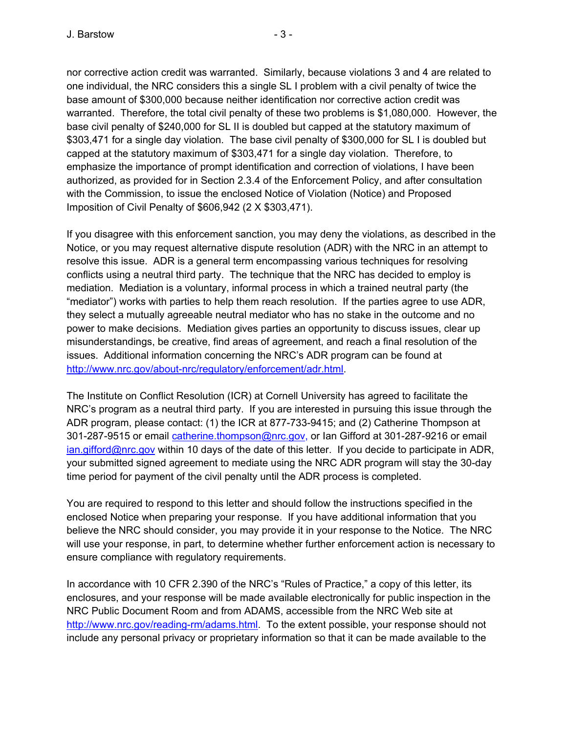nor corrective action credit was warranted. Similarly, because violations 3 and 4 are related to one individual, the NRC considers this a single SL I problem with a civil penalty of twice the base amount of $300,000 because neither identification nor corrective action credit was warranted. Therefore, the total civil penalty of these two problems is $1,080,000. However, the base civil penalty of $240,000 for SL II is doubled but capped at the statutory maximum of $303,471 for a single day violation. The base civil penalty of $300,000 for SL I is doubled but capped at the statutory maximum of $303,471 for a single day violation. Therefore, to emphasize the importance of prompt identification and correction of violations, I have been authorized, as provided for in Section 2.3.4 of the Enforcement Policy, and after consultation with the Commission, to issue the enclosed Notice of Violation (Notice) and Proposed Imposition of Civil Penalty of $606,942 (2 X $303,471).

If you disagree with this enforcement sanction, you may deny the violations, as described in the Notice, or you may request alternative dispute resolution (ADR) with the NRC in an attempt to resolve this issue. ADR is a general term encompassing various techniques for resolving conflicts using a neutral third party. The technique that the NRC has decided to employ is mediation. Mediation is a voluntary, informal process in which a trained neutral party (the "mediator") works with parties to help them reach resolution. If the parties agree to use ADR, they select a mutually agreeable neutral mediator who has no stake in the outcome and no power to make decisions. Mediation gives parties an opportunity to discuss issues, clear up misunderstandings, be creative, find areas of agreement, and reach a final resolution of the issues. Additional information concerning the NRC's ADR program can be found at http://www.nrc.gov/about-nrc/regulatory/enforcement/adr.html.

The Institute on Conflict Resolution (ICR) at Cornell University has agreed to facilitate the NRC's program as a neutral third party. If you are interested in pursuing this issue through the ADR program, please contact: (1) the ICR at 877-733-9415; and (2) Catherine Thompson at 301-287-9515 or email catherine.thompson@nrc.gov, or Ian Gifford at 301-287-9216 or email ian.gifford@nrc.gov within 10 days of the date of this letter. If you decide to participate in ADR, your submitted signed agreement to mediate using the NRC ADR program will stay the 30-day time period for payment of the civil penalty until the ADR process is completed.

You are required to respond to this letter and should follow the instructions specified in the enclosed Notice when preparing your response. If you have additional information that you believe the NRC should consider, you may provide it in your response to the Notice. The NRC will use your response, in part, to determine whether further enforcement action is necessary to ensure compliance with regulatory requirements.

In accordance with 10 CFR 2.390 of the NRC's "Rules of Practice," a copy of this letter, its enclosures, and your response will be made available electronically for public inspection in the NRC Public Document Room and from ADAMS, accessible from the NRC Web site at http://www.nrc.gov/reading-rm/adams.html. To the extent possible, your response should not include any personal privacy or proprietary information so that it can be made available to the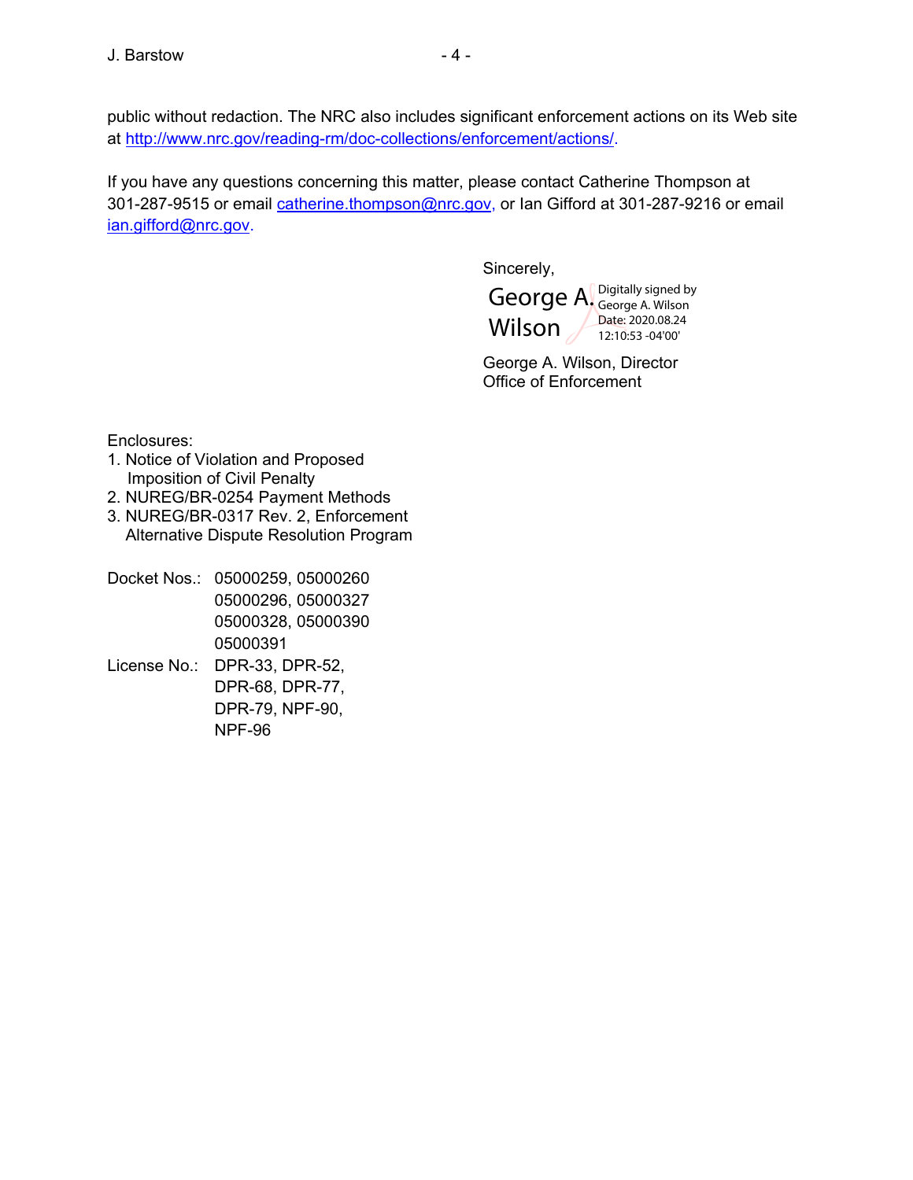public without redaction. The NRC also includes significant enforcement actions on its Web site at http://www.nrc.gov/reading-rm/doc-collections/enforcement/actions/.

If you have any questions concerning this matter, please contact Catherine Thompson at 301-287-9515 or email catherine.thompson@nrc.gov, or Ian Gifford at 301-287-9216 or email ian.gifford@nrc.gov.

Sincerely,

George A. Wilson

Digitally signed by George A. Wilson
Date: 2020.08.24 12:10:53 -04'00'

George A. Wilson, Director
Office of Enforcement

Enclosures:
1. Notice of Violation and Proposed Imposition of Civil Penalty
2. NUREG/BR-0254 Payment Methods
3. NUREG/BR-0317 Rev. 2, Enforcement Alternative Dispute Resolution Program

Docket Nos.: 05000259, 05000260, 05000296, 05000327, 05000328, 05000390, 05000391

License No.: DPR-33, DPR-52, DPR-68, DPR-77, DPR-79, NPF-90, NPF-96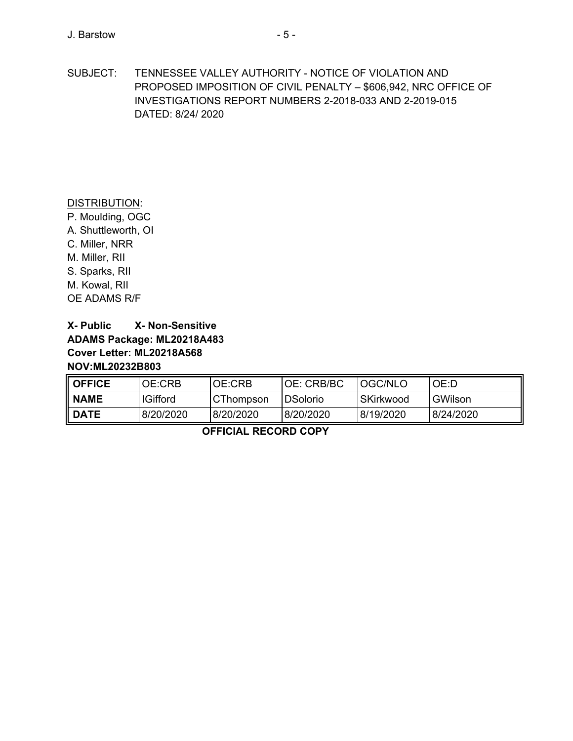SUBJECT: TENNESSEE VALLEY AUTHORITY - NOTICE OF VIOLATION AND PROPOSED IMPOSITION OF CIVIL PENALTY – $606,942, NRC OFFICE OF INVESTIGATIONS REPORT NUMBERS 2-2018-033 AND 2-2019-015 DATED: 8/24/ 2020

DISTRIBUTION:
P. Moulding, OGC
A. Shuttleworth, OI
C. Miller, NRR
M. Miller, RII
S. Sparks, RII
M. Kowal, RII
OE ADAMS R/F

**X- Public X- Non-Sensitive**
**ADAMS Package: ML20218A483**
**Cover Letter: ML20218A568**
**NOV:ML20232B803**

| **OFFICE** | OE:CRB | OE:CRB | OE: CRB/BC | OGC/NLO | OE:D |
|---|---|---|---|---|---|
| **NAME** | IGifford | CThompson | DSolorio | SKirkwood | GWilson |
| **DATE** | 8/20/2020 | 8/20/2020 | 8/20/2020 | 8/19/2020 | 8/24/2020 |

**OFFICIAL RECORD COPY**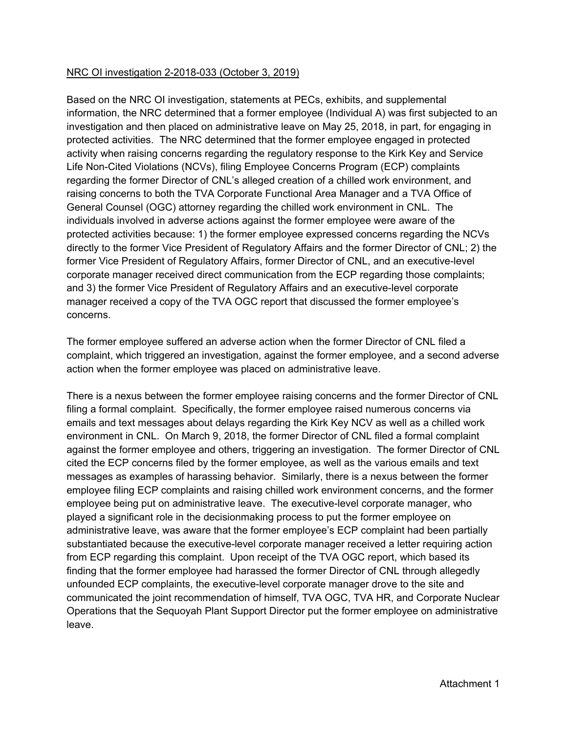NRC OI investigation 2-2018-033 (October 3, 2019)

Based on the NRC OI investigation, statements at PECs, exhibits, and supplemental information, the NRC determined that a former employee (Individual A) was first subjected to an investigation and then placed on administrative leave on May 25, 2018, in part, for engaging in protected activities. The NRC determined that the former employee engaged in protected activity when raising concerns regarding the regulatory response to the Kirk Key and Service Life Non-Cited Violations (NCVs), filing Employee Concerns Program (ECP) complaints regarding the former Director of CNL's alleged creation of a chilled work environment, and raising concerns to both the TVA Corporate Functional Area Manager and a TVA Office of General Counsel (OGC) attorney regarding the chilled work environment in CNL. The individuals involved in adverse actions against the former employee were aware of the protected activities because: 1) the former employee expressed concerns regarding the NCVs directly to the former Vice President of Regulatory Affairs and the former Director of CNL; 2) the former Vice President of Regulatory Affairs, former Director of CNL, and an executive-level corporate manager received direct communication from the ECP regarding those complaints; and 3) the former Vice President of Regulatory Affairs and an executive-level corporate manager received a copy of the TVA OGC report that discussed the former employee's concerns.

The former employee suffered an adverse action when the former Director of CNL filed a complaint, which triggered an investigation, against the former employee, and a second adverse action when the former employee was placed on administrative leave.

There is a nexus between the former employee raising concerns and the former Director of CNL filing a formal complaint. Specifically, the former employee raised numerous concerns via emails and text messages about delays regarding the Kirk Key NCV as well as a chilled work environment in CNL. On March 9, 2018, the former Director of CNL filed a formal complaint against the former employee and others, triggering an investigation. The former Director of CNL cited the ECP concerns filed by the former employee, as well as the various emails and text messages as examples of harassing behavior. Similarly, there is a nexus between the former employee filing ECP complaints and raising chilled work environment concerns, and the former employee being put on administrative leave. The executive-level corporate manager, who played a significant role in the decisionmaking process to put the former employee on administrative leave, was aware that the former employee's ECP complaint had been partially substantiated because the executive-level corporate manager received a letter requiring action from ECP regarding this complaint. Upon receipt of the TVA OGC report, which based its finding that the former employee had harassed the former Director of CNL through allegedly unfounded ECP complaints, the executive-level corporate manager drove to the site and communicated the joint recommendation of himself, TVA OGC, TVA HR, and Corporate Nuclear Operations that the Sequoyah Plant Support Director put the former employee on administrative leave.

Attachment 1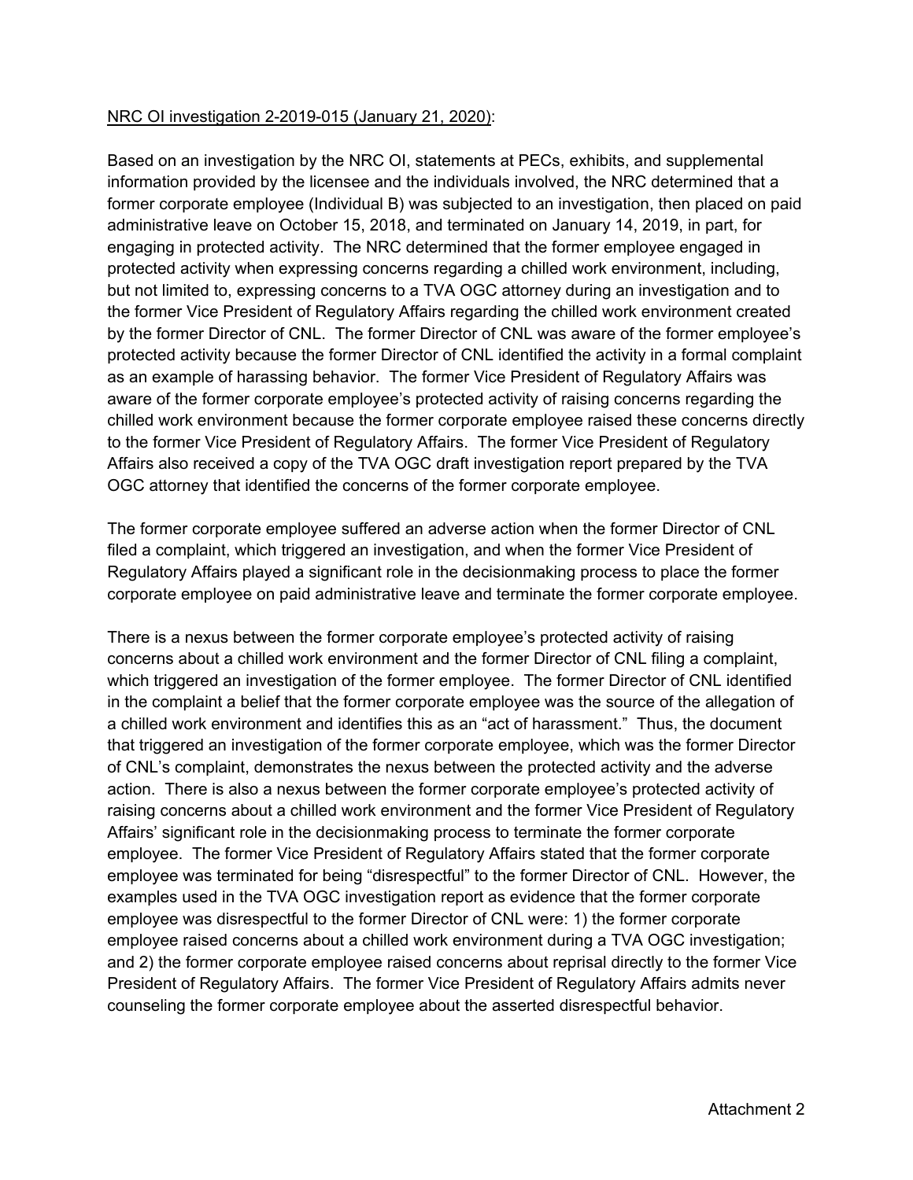<u>NRC OI investigation 2-2019-015 (January 21, 2020)</u>:

Based on an investigation by the NRC OI, statements at PECs, exhibits, and supplemental information provided by the licensee and the individuals involved, the NRC determined that a former corporate employee (Individual B) was subjected to an investigation, then placed on paid administrative leave on October 15, 2018, and terminated on January 14, 2019, in part, for engaging in protected activity. The NRC determined that the former employee engaged in protected activity when expressing concerns regarding a chilled work environment, including, but not limited to, expressing concerns to a TVA OGC attorney during an investigation and to the former Vice President of Regulatory Affairs regarding the chilled work environment created by the former Director of CNL. The former Director of CNL was aware of the former employee's protected activity because the former Director of CNL identified the activity in a formal complaint as an example of harassing behavior. The former Vice President of Regulatory Affairs was aware of the former corporate employee's protected activity of raising concerns regarding the chilled work environment because the former corporate employee raised these concerns directly to the former Vice President of Regulatory Affairs. The former Vice President of Regulatory Affairs also received a copy of the TVA OGC draft investigation report prepared by the TVA OGC attorney that identified the concerns of the former corporate employee.

The former corporate employee suffered an adverse action when the former Director of CNL filed a complaint, which triggered an investigation, and when the former Vice President of Regulatory Affairs played a significant role in the decisionmaking process to place the former corporate employee on paid administrative leave and terminate the former corporate employee.

There is a nexus between the former corporate employee's protected activity of raising concerns about a chilled work environment and the former Director of CNL filing a complaint, which triggered an investigation of the former employee. The former Director of CNL identified in the complaint a belief that the former corporate employee was the source of the allegation of a chilled work environment and identifies this as an "act of harassment." Thus, the document that triggered an investigation of the former corporate employee, which was the former Director of CNL's complaint, demonstrates the nexus between the protected activity and the adverse action. There is also a nexus between the former corporate employee's protected activity of raising concerns about a chilled work environment and the former Vice President of Regulatory Affairs' significant role in the decisionmaking process to terminate the former corporate employee. The former Vice President of Regulatory Affairs stated that the former corporate employee was terminated for being "disrespectful" to the former Director of CNL. However, the examples used in the TVA OGC investigation report as evidence that the former corporate employee was disrespectful to the former Director of CNL were: 1) the former corporate employee raised concerns about a chilled work environment during a TVA OGC investigation; and 2) the former corporate employee raised concerns about reprisal directly to the former Vice President of Regulatory Affairs. The former Vice President of Regulatory Affairs admits never counseling the former corporate employee about the asserted disrespectful behavior.

Attachment 2